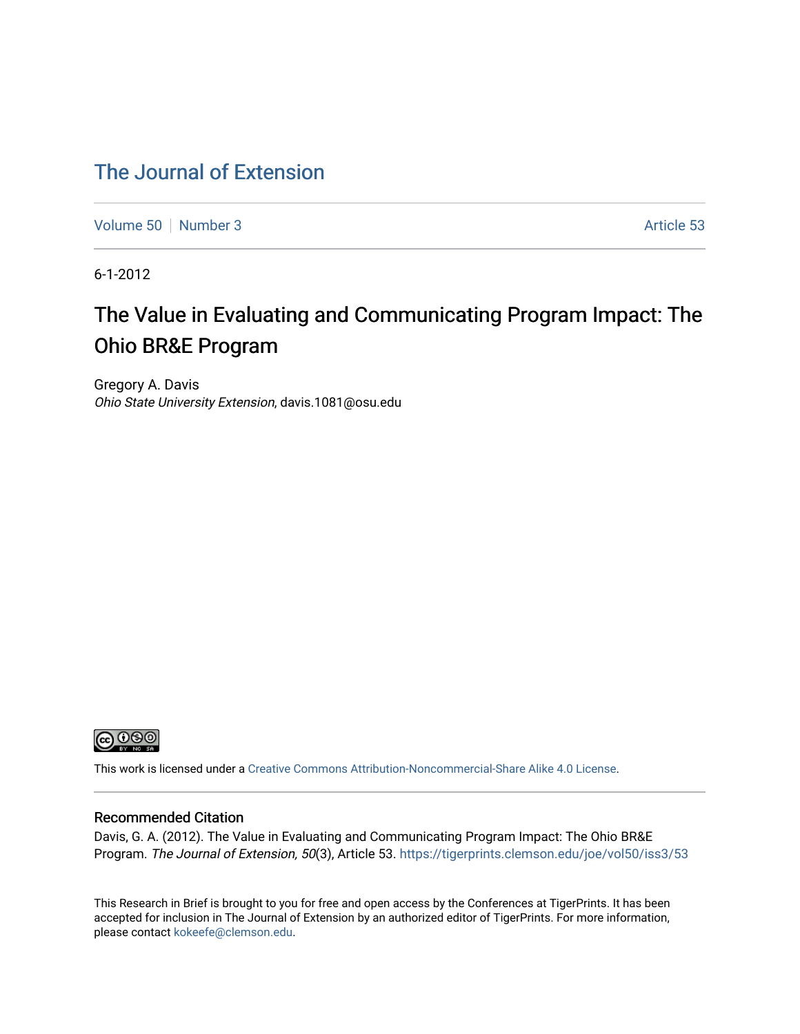# The Journal of Extension

Volume 50 | Number 3 | Article 53

6-1-2012

## The Value in Evaluating and Communicating Program Impact: The Ohio BR&E Program

Gregory A. Davis
*Ohio State University Extension*, davis.1081@osu.edu

This work is licensed under a Creative Commons Attribution-Noncommercial-Share Alike 4.0 License.

### Recommended Citation

Davis, G. A. (2012). The Value in Evaluating and Communicating Program Impact: The Ohio BR&E Program. *The Journal of Extension, 50*(3), Article 53. https://tigerprints.clemson.edu/joe/vol50/iss3/53

This Research in Brief is brought to you for free and open access by the Conferences at TigerPrints. It has been accepted for inclusion in The Journal of Extension by an authorized editor of TigerPrints. For more information, please contact kokeefe@clemson.edu.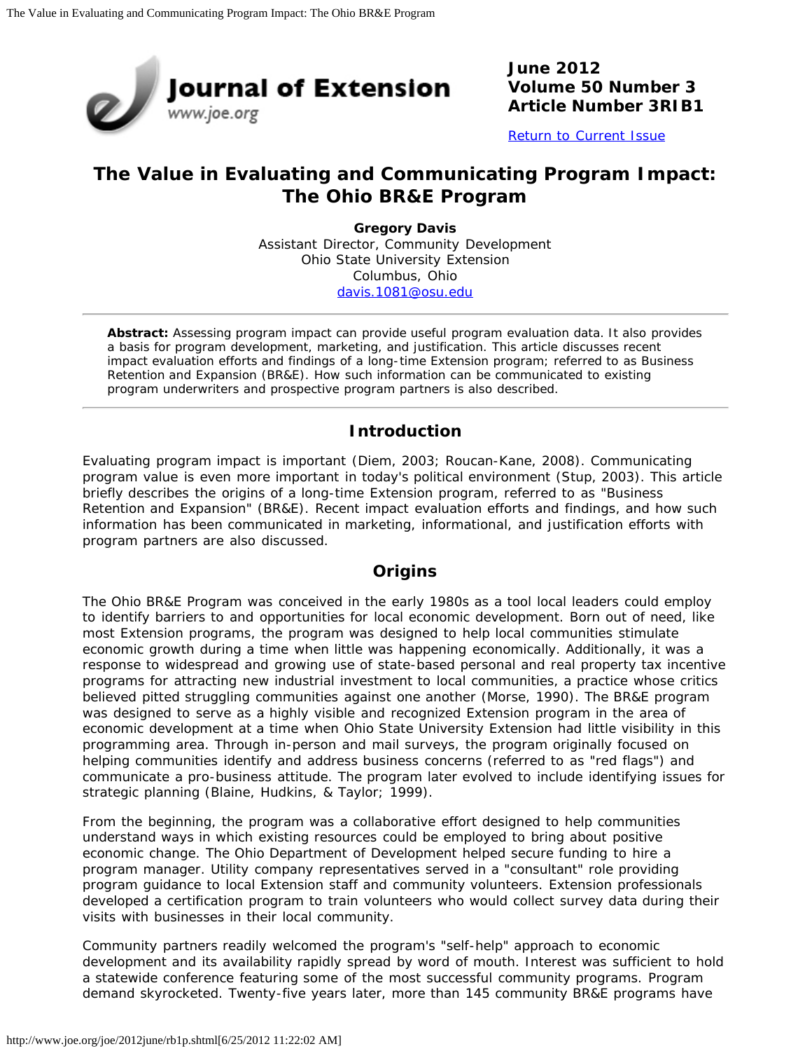# The Value in Evaluating and Communicating Program Impact: The Ohio BR&E Program

**Gregory Davis**
Assistant Director, Community Development
Ohio State University Extension
Columbus, Ohio
davis.1081@osu.edu

**Abstract:** Assessing program impact can provide useful program evaluation data. It also provides a basis for program development, marketing, and justification. This article discusses recent impact evaluation efforts and findings of a long-time Extension program; referred to as Business Retention and Expansion (BR&E). How such information can be communicated to existing program underwriters and prospective program partners is also described.

## Introduction

Evaluating program impact is important (Diem, 2003; Roucan-Kane, 2008). Communicating program value is even more important in today's political environment (Stup, 2003). This article briefly describes the origins of a long-time Extension program, referred to as "Business Retention and Expansion" (BR&E). Recent impact evaluation efforts and findings, and how such information has been communicated in marketing, informational, and justification efforts with program partners are also discussed.

## Origins

The Ohio BR&E Program was conceived in the early 1980s as a tool local leaders could employ to identify barriers to and opportunities for local economic development. Born out of need, like most Extension programs, the program was designed to help local communities stimulate economic growth during a time when little was happening economically. Additionally, it was a response to widespread and growing use of state-based personal and real property tax incentive programs for attracting new industrial investment to local communities, a practice whose critics believed pitted struggling communities against one another (Morse, 1990). The BR&E program was designed to serve as a highly visible and recognized Extension program in the area of economic development at a time when Ohio State University Extension had little visibility in this programming area. Through in-person and mail surveys, the program originally focused on helping communities identify and address business concerns (referred to as "red flags") and communicate a pro-business attitude. The program later evolved to include identifying issues for strategic planning (Blaine, Hudkins, & Taylor; 1999).

From the beginning, the program was a collaborative effort designed to help communities understand ways in which existing resources could be employed to bring about positive economic change. The Ohio Department of Development helped secure funding to hire a program manager. Utility company representatives served in a "consultant" role providing program guidance to local Extension staff and community volunteers. Extension professionals developed a certification program to train volunteers who would collect survey data during their visits with businesses in their local community.

Community partners readily welcomed the program's "self-help" approach to economic development and its availability rapidly spread by word of mouth. Interest was sufficient to hold a statewide conference featuring some of the most successful community programs. Program demand skyrocketed. Twenty-five years later, more than 145 community BR&E programs have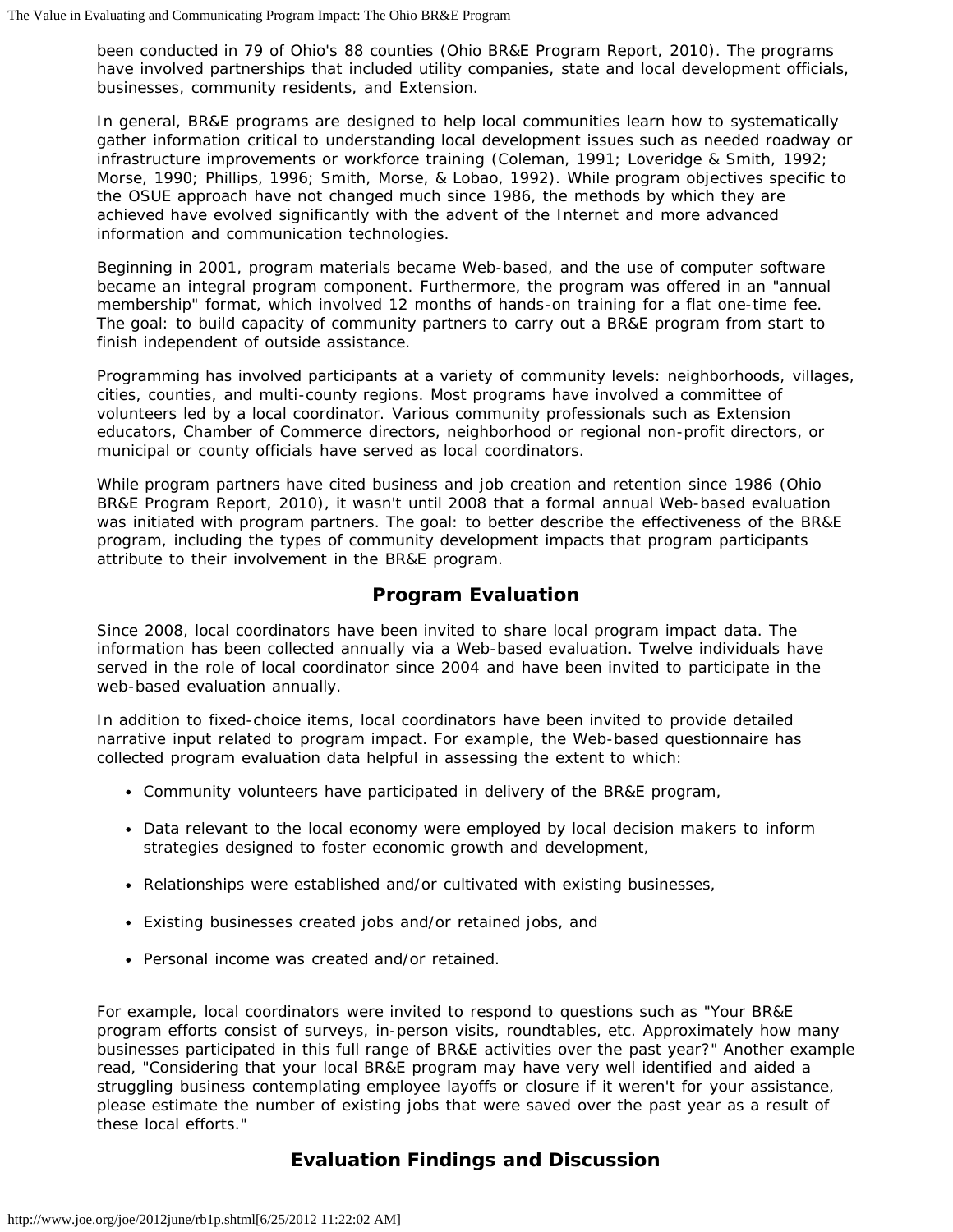been conducted in 79 of Ohio's 88 counties (Ohio BR&E Program Report, 2010). The programs have involved partnerships that included utility companies, state and local development officials, businesses, community residents, and Extension.

In general, BR&E programs are designed to help local communities learn how to systematically gather information critical to understanding local development issues such as needed roadway or infrastructure improvements or workforce training (Coleman, 1991; Loveridge & Smith, 1992; Morse, 1990; Phillips, 1996; Smith, Morse, & Lobao, 1992). While program objectives specific to the OSUE approach have not changed much since 1986, the methods by which they are achieved have evolved significantly with the advent of the Internet and more advanced information and communication technologies.

Beginning in 2001, program materials became Web-based, and the use of computer software became an integral program component. Furthermore, the program was offered in an "annual membership" format, which involved 12 months of hands-on training for a flat one-time fee. The goal: to build capacity of community partners to carry out a BR&E program from start to finish independent of outside assistance.

Programming has involved participants at a variety of community levels: neighborhoods, villages, cities, counties, and multi-county regions. Most programs have involved a committee of volunteers led by a local coordinator. Various community professionals such as Extension educators, Chamber of Commerce directors, neighborhood or regional non-profit directors, or municipal or county officials have served as local coordinators.

While program partners have cited business and job creation and retention since 1986 (Ohio BR&E Program Report, 2010), it wasn't until 2008 that a formal annual Web-based evaluation was initiated with program partners. The goal: to better describe the effectiveness of the BR&E program, including the types of community development impacts that program participants attribute to their involvement in the BR&E program.

## Program Evaluation

Since 2008, local coordinators have been invited to share local program impact data. The information has been collected annually via a Web-based evaluation. Twelve individuals have served in the role of local coordinator since 2004 and have been invited to participate in the web-based evaluation annually.

In addition to fixed-choice items, local coordinators have been invited to provide detailed narrative input related to program impact. For example, the Web-based questionnaire has collected program evaluation data helpful in assessing the extent to which:

- Community volunteers have participated in delivery of the BR&E program,
- Data relevant to the local economy were employed by local decision makers to inform strategies designed to foster economic growth and development,
- Relationships were established and/or cultivated with existing businesses,
- Existing businesses created jobs and/or retained jobs, and
- Personal income was created and/or retained.

For example, local coordinators were invited to respond to questions such as "Your BR&E program efforts consist of surveys, in-person visits, roundtables, etc. Approximately how many businesses participated in this full range of BR&E activities over the past year?" Another example read, "Considering that your local BR&E program may have very well identified and aided a struggling business contemplating employee layoffs or closure if it weren't for your assistance, please estimate the number of existing jobs that were saved over the past year as a result of these local efforts."

## Evaluation Findings and Discussion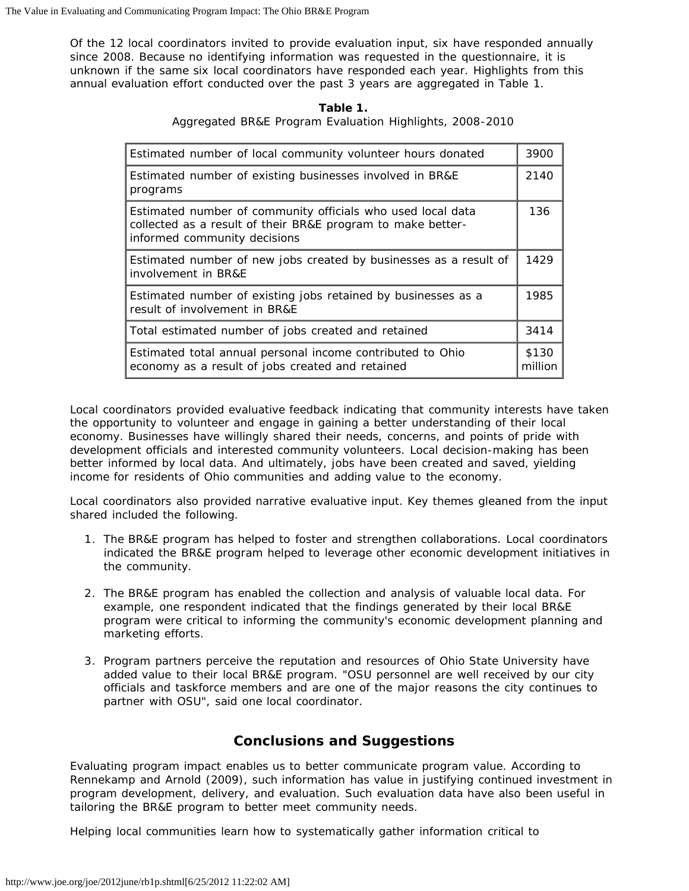Of the 12 local coordinators invited to provide evaluation input, six have responded annually since 2008. Because no identifying information was requested in the questionnaire, it is unknown if the same six local coordinators have responded each year. Highlights from this annual evaluation effort conducted over the past 3 years are aggregated in Table 1.

**Table 1.**
Aggregated BR&E Program Evaluation Highlights, 2008-2010

| | |
|---|---|
| Estimated number of local community volunteer hours donated | 3900 |
| Estimated number of existing businesses involved in BR&E programs | 2140 |
| Estimated number of community officials who used local data collected as a result of their BR&E program to make better-informed community decisions | 136 |
| Estimated number of new jobs created by businesses as a result of involvement in BR&E | 1429 |
| Estimated number of existing jobs retained by businesses as a result of involvement in BR&E | 1985 |
| Total estimated number of jobs created and retained | 3414 |
| Estimated total annual personal income contributed to Ohio economy as a result of jobs created and retained | $130 million |

Local coordinators provided evaluative feedback indicating that community interests have taken the opportunity to volunteer and engage in gaining a better understanding of their local economy. Businesses have willingly shared their needs, concerns, and points of pride with development officials and interested community volunteers. Local decision-making has been better informed by local data. And ultimately, jobs have been created and saved, yielding income for residents of Ohio communities and adding value to the economy.

Local coordinators also provided narrative evaluative input. Key themes gleaned from the input shared included the following.

1. The BR&E program has helped to foster and strengthen collaborations. Local coordinators indicated the BR&E program helped to leverage other economic development initiatives in the community.
2. The BR&E program has enabled the collection and analysis of valuable local data. For example, one respondent indicated that the findings generated by their local BR&E program were critical to informing the community's economic development planning and marketing efforts.
3. Program partners perceive the reputation and resources of Ohio State University have added value to their local BR&E program. "OSU personnel are well received by our city officials and taskforce members and are one of the major reasons the city continues to partner with OSU", said one local coordinator.

## Conclusions and Suggestions

Evaluating program impact enables us to better communicate program value. According to Rennekamp and Arnold (2009), such information has value in justifying continued investment in program development, delivery, and evaluation. Such evaluation data have also been useful in tailoring the BR&E program to better meet community needs.

Helping local communities learn how to systematically gather information critical to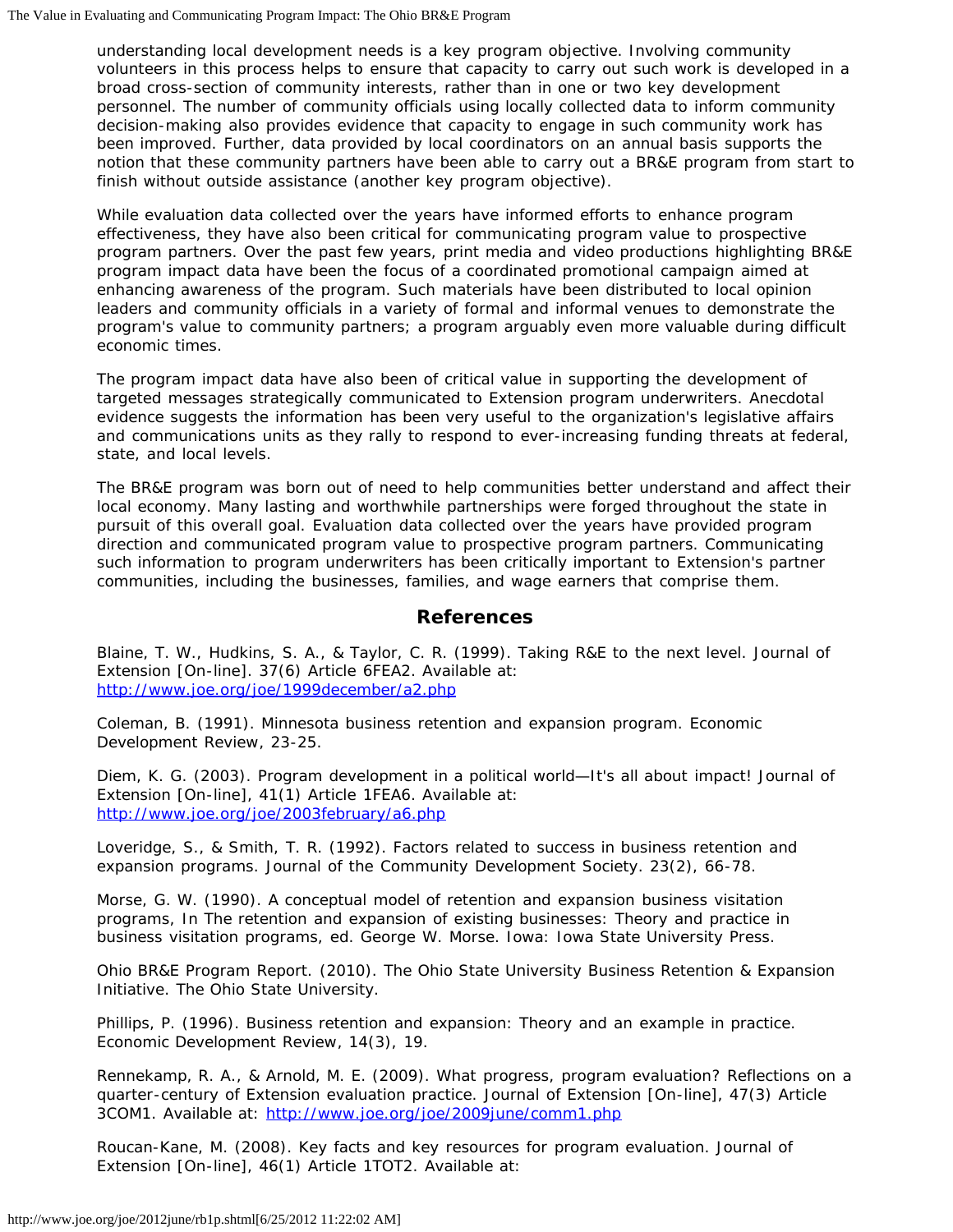understanding local development needs is a key program objective. Involving community volunteers in this process helps to ensure that capacity to carry out such work is developed in a broad cross-section of community interests, rather than in one or two key development personnel. The number of community officials using locally collected data to inform community decision-making also provides evidence that capacity to engage in such community work has been improved. Further, data provided by local coordinators on an annual basis supports the notion that these community partners have been able to carry out a BR&E program from start to finish without outside assistance (another key program objective).

While evaluation data collected over the years have informed efforts to enhance program effectiveness, they have also been critical for communicating program value to prospective program partners. Over the past few years, print media and video productions highlighting BR&E program impact data have been the focus of a coordinated promotional campaign aimed at enhancing awareness of the program. Such materials have been distributed to local opinion leaders and community officials in a variety of formal and informal venues to demonstrate the program's value to community partners; a program arguably even more valuable during difficult economic times.

The program impact data have also been of critical value in supporting the development of targeted messages strategically communicated to Extension program underwriters. Anecdotal evidence suggests the information has been very useful to the organization's legislative affairs and communications units as they rally to respond to ever-increasing funding threats at federal, state, and local levels.

The BR&E program was born out of need to help communities better understand and affect their local economy. Many lasting and worthwhile partnerships were forged throughout the state in pursuit of this overall goal. Evaluation data collected over the years have provided program direction and communicated program value to prospective program partners. Communicating such information to program underwriters has been critically important to Extension's partner communities, including the businesses, families, and wage earners that comprise them.

## References

Blaine, T. W., Hudkins, S. A., & Taylor, C. R. (1999). Taking R&E to the next level. Journal of Extension [On-line]. 37(6) Article 6FEA2. Available at: http://www.joe.org/joe/1999december/a2.php

Coleman, B. (1991). Minnesota business retention and expansion program. Economic Development Review, 23-25.

Diem, K. G. (2003). Program development in a political world—It's all about impact! Journal of Extension [On-line], 41(1) Article 1FEA6. Available at: http://www.joe.org/joe/2003february/a6.php

Loveridge, S., & Smith, T. R. (1992). Factors related to success in business retention and expansion programs. Journal of the Community Development Society. 23(2), 66-78.

Morse, G. W. (1990). A conceptual model of retention and expansion business visitation programs, In The retention and expansion of existing businesses: Theory and practice in business visitation programs, ed. George W. Morse. Iowa: Iowa State University Press.

Ohio BR&E Program Report. (2010). The Ohio State University Business Retention & Expansion Initiative. The Ohio State University.

Phillips, P. (1996). Business retention and expansion: Theory and an example in practice. Economic Development Review, 14(3), 19.

Rennekamp, R. A., & Arnold, M. E. (2009). What progress, program evaluation? Reflections on a quarter-century of Extension evaluation practice. Journal of Extension [On-line], 47(3) Article 3COM1. Available at: http://www.joe.org/joe/2009june/comm1.php

Roucan-Kane, M. (2008). Key facts and key resources for program evaluation. Journal of Extension [On-line], 46(1) Article 1TOT2. Available at: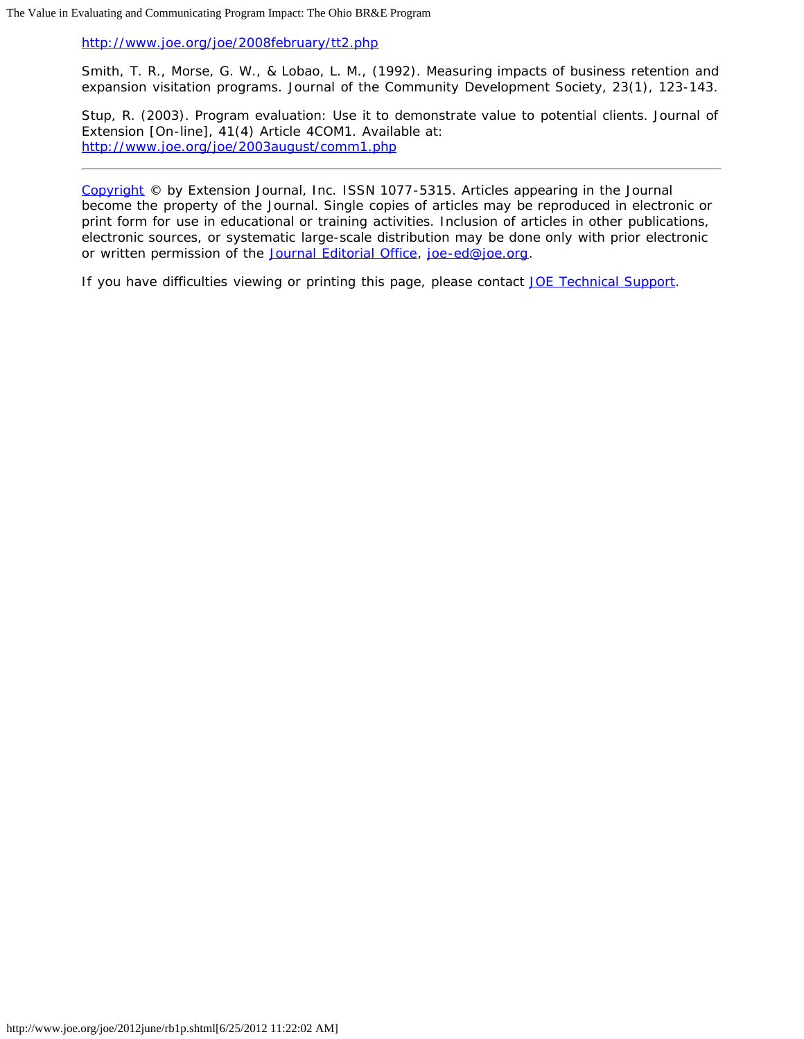http://www.joe.org/joe/2008february/tt2.php

Smith, T. R., Morse, G. W., & Lobao, L. M., (1992). Measuring impacts of business retention and expansion visitation programs. Journal of the Community Development Society, 23(1), 123-143.

Stup, R. (2003). Program evaluation: Use it to demonstrate value to potential clients. Journal of Extension [On-line], 41(4) Article 4COM1. Available at: http://www.joe.org/joe/2003august/comm1.php

---

Copyright © by Extension Journal, Inc. ISSN 1077-5315. Articles appearing in the Journal become the property of the Journal. Single copies of articles may be reproduced in electronic or print form for use in educational or training activities. Inclusion of articles in other publications, electronic sources, or systematic large-scale distribution may be done only with prior electronic or written permission of the Journal Editorial Office, joe-ed@joe.org.

If you have difficulties viewing or printing this page, please contact JOE Technical Support.